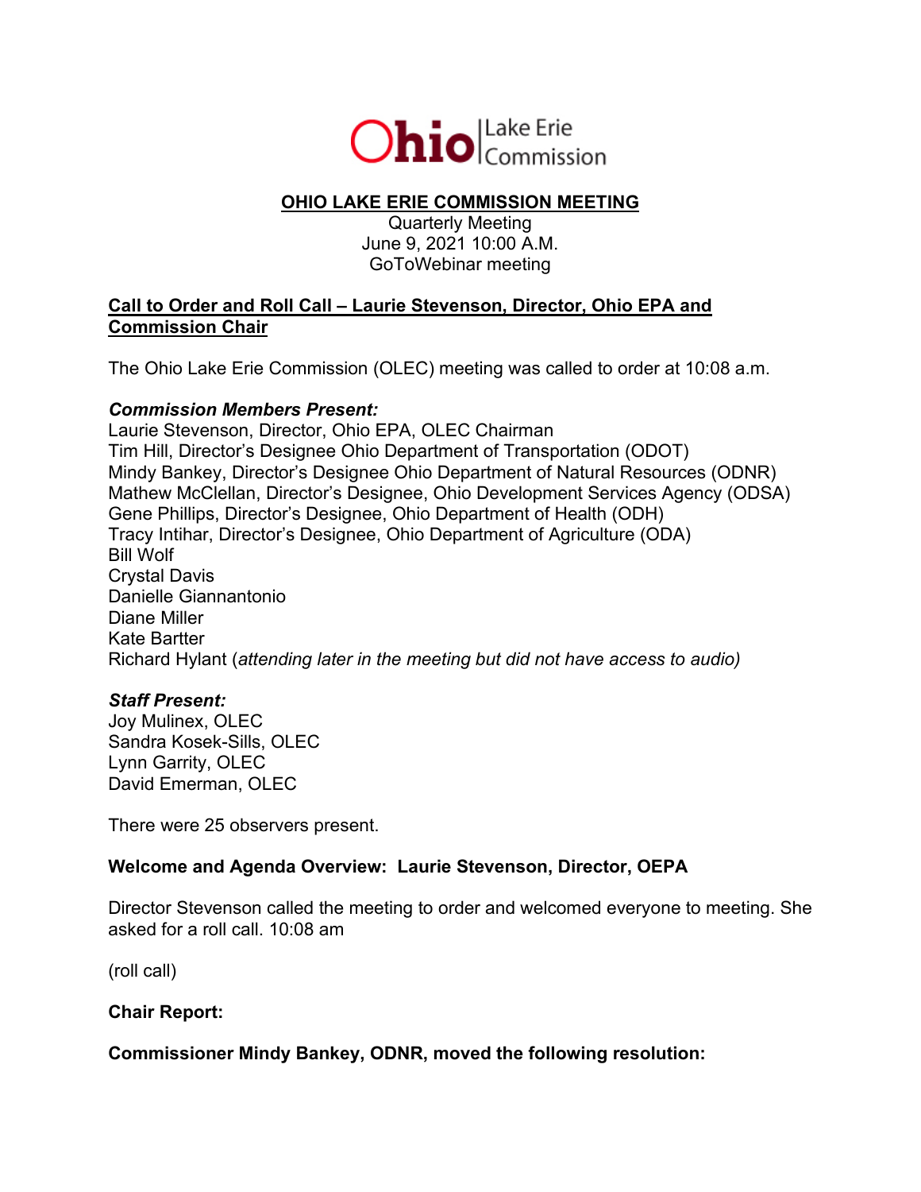Ohio | Lake Erie Commission

# OHIO LAKE ERIE COMMISSION MEETING

Quarterly Meeting
June 9, 2021 10:00 A.M.
GoToWebinar meeting

## Call to Order and Roll Call – Laurie Stevenson, Director, Ohio EPA and Commission Chair

The Ohio Lake Erie Commission (OLEC) meeting was called to order at 10:08 a.m.

***Commission Members Present:***

Laurie Stevenson, Director, Ohio EPA, OLEC Chairman
Tim Hill, Director's Designee Ohio Department of Transportation (ODOT)
Mindy Bankey, Director's Designee Ohio Department of Natural Resources (ODNR)
Mathew McClellan, Director's Designee, Ohio Development Services Agency (ODSA)
Gene Phillips, Director's Designee, Ohio Department of Health (ODH)
Tracy Intihar, Director's Designee, Ohio Department of Agriculture (ODA)
Bill Wolf
Crystal Davis
Danielle Giannantonio
Diane Miller
Kate Bartter
Richard Hylant (*attending later in the meeting but did not have access to audio)*

***Staff Present:***

Joy Mulinex, OLEC
Sandra Kosek-Sills, OLEC
Lynn Garrity, OLEC
David Emerman, OLEC

There were 25 observers present.

**Welcome and Agenda Overview: Laurie Stevenson, Director, OEPA**

Director Stevenson called the meeting to order and welcomed everyone to meeting. She asked for a roll call. 10:08 am

(roll call)

**Chair Report:**

**Commissioner Mindy Bankey, ODNR, moved the following resolution:**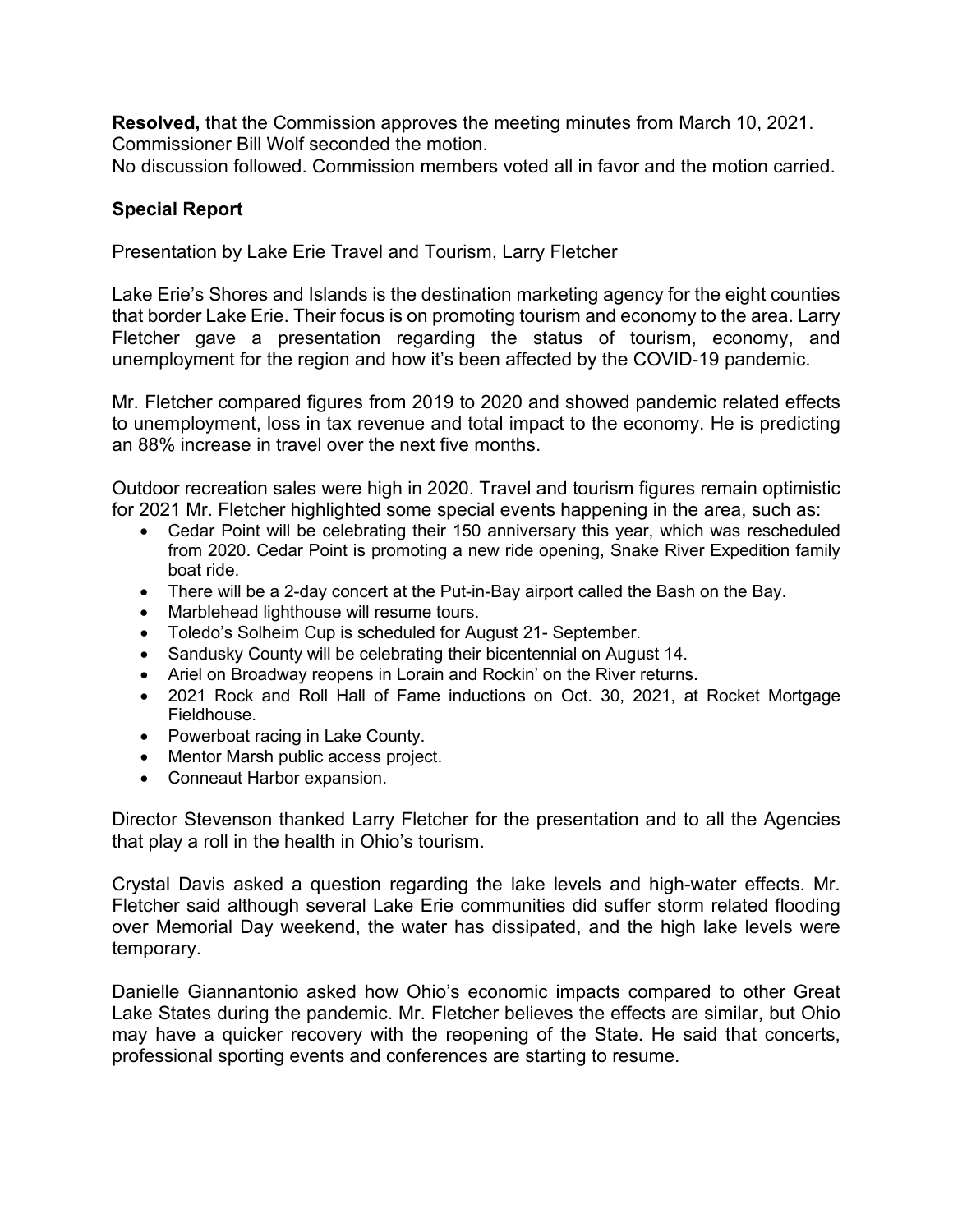**Resolved,** that the Commission approves the meeting minutes from March 10, 2021. Commissioner Bill Wolf seconded the motion.
No discussion followed. Commission members voted all in favor and the motion carried.

**Special Report**

Presentation by Lake Erie Travel and Tourism, Larry Fletcher

Lake Erie's Shores and Islands is the destination marketing agency for the eight counties that border Lake Erie. Their focus is on promoting tourism and economy to the area. Larry Fletcher gave a presentation regarding the status of tourism, economy, and unemployment for the region and how it's been affected by the COVID-19 pandemic.

Mr. Fletcher compared figures from 2019 to 2020 and showed pandemic related effects to unemployment, loss in tax revenue and total impact to the economy. He is predicting an 88% increase in travel over the next five months.

Outdoor recreation sales were high in 2020. Travel and tourism figures remain optimistic for 2021 Mr. Fletcher highlighted some special events happening in the area, such as:

- Cedar Point will be celebrating their 150 anniversary this year, which was rescheduled from 2020. Cedar Point is promoting a new ride opening, Snake River Expedition family boat ride.
- There will be a 2-day concert at the Put-in-Bay airport called the Bash on the Bay.
- Marblehead lighthouse will resume tours.
- Toledo's Solheim Cup is scheduled for August 21- September.
- Sandusky County will be celebrating their bicentennial on August 14.
- Ariel on Broadway reopens in Lorain and Rockin' on the River returns.
- 2021 Rock and Roll Hall of Fame inductions on Oct. 30, 2021, at Rocket Mortgage Fieldhouse.
- Powerboat racing in Lake County.
- Mentor Marsh public access project.
- Conneaut Harbor expansion.

Director Stevenson thanked Larry Fletcher for the presentation and to all the Agencies that play a roll in the health in Ohio's tourism.

Crystal Davis asked a question regarding the lake levels and high-water effects. Mr. Fletcher said although several Lake Erie communities did suffer storm related flooding over Memorial Day weekend, the water has dissipated, and the high lake levels were temporary.

Danielle Giannantonio asked how Ohio's economic impacts compared to other Great Lake States during the pandemic. Mr. Fletcher believes the effects are similar, but Ohio may have a quicker recovery with the reopening of the State. He said that concerts, professional sporting events and conferences are starting to resume.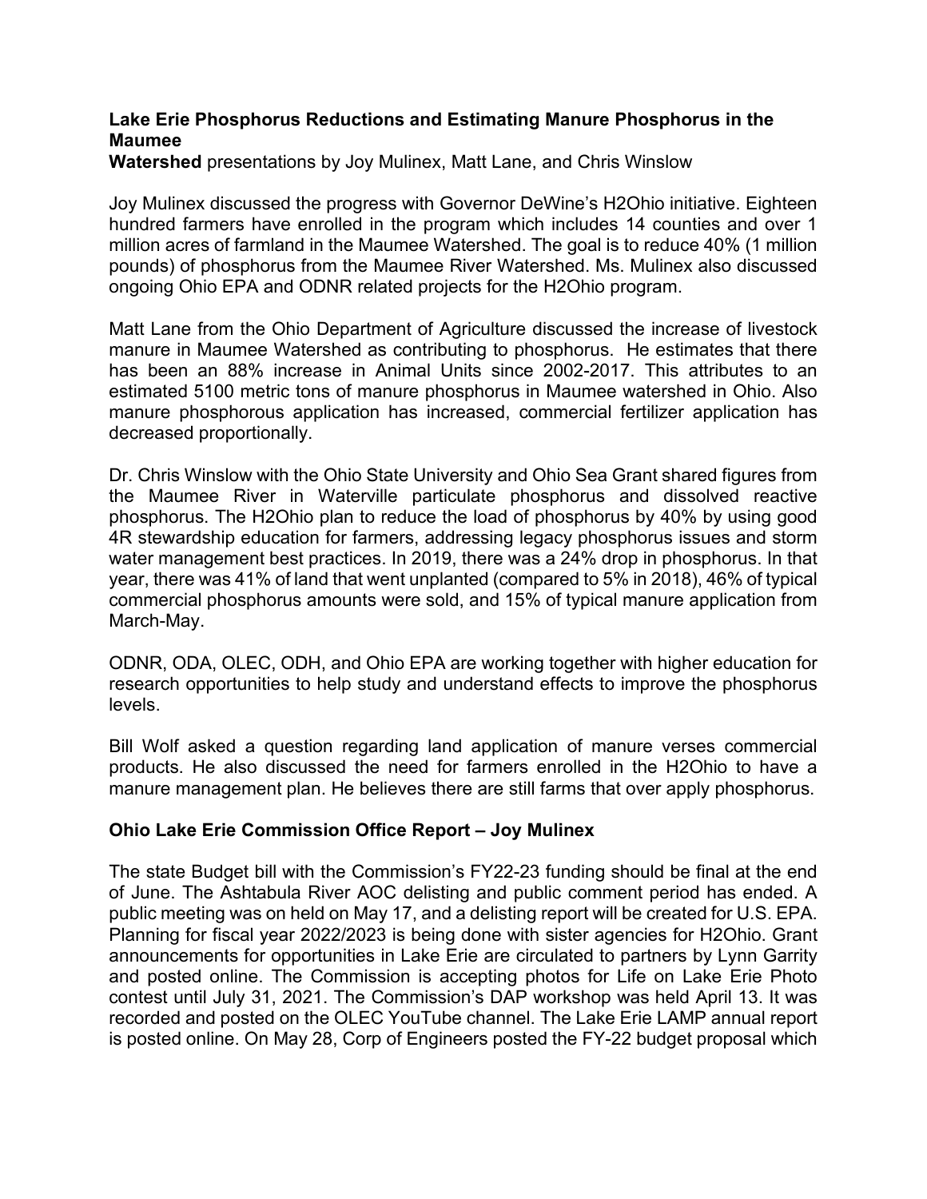**Lake Erie Phosphorus Reductions and Estimating Manure Phosphorus in the Maumee Watershed** presentations by Joy Mulinex, Matt Lane, and Chris Winslow

Joy Mulinex discussed the progress with Governor DeWine's H2Ohio initiative. Eighteen hundred farmers have enrolled in the program which includes 14 counties and over 1 million acres of farmland in the Maumee Watershed. The goal is to reduce 40% (1 million pounds) of phosphorus from the Maumee River Watershed. Ms. Mulinex also discussed ongoing Ohio EPA and ODNR related projects for the H2Ohio program.

Matt Lane from the Ohio Department of Agriculture discussed the increase of livestock manure in Maumee Watershed as contributing to phosphorus. He estimates that there has been an 88% increase in Animal Units since 2002-2017. This attributes to an estimated 5100 metric tons of manure phosphorus in Maumee watershed in Ohio. Also manure phosphorous application has increased, commercial fertilizer application has decreased proportionally.

Dr. Chris Winslow with the Ohio State University and Ohio Sea Grant shared figures from the Maumee River in Waterville particulate phosphorus and dissolved reactive phosphorus. The H2Ohio plan to reduce the load of phosphorus by 40% by using good 4R stewardship education for farmers, addressing legacy phosphorus issues and storm water management best practices. In 2019, there was a 24% drop in phosphorus. In that year, there was 41% of land that went unplanted (compared to 5% in 2018), 46% of typical commercial phosphorus amounts were sold, and 15% of typical manure application from March-May.

ODNR, ODA, OLEC, ODH, and Ohio EPA are working together with higher education for research opportunities to help study and understand effects to improve the phosphorus levels.

Bill Wolf asked a question regarding land application of manure verses commercial products. He also discussed the need for farmers enrolled in the H2Ohio to have a manure management plan. He believes there are still farms that over apply phosphorus.

**Ohio Lake Erie Commission Office Report – Joy Mulinex**

The state Budget bill with the Commission's FY22-23 funding should be final at the end of June. The Ashtabula River AOC delisting and public comment period has ended. A public meeting was on held on May 17, and a delisting report will be created for U.S. EPA. Planning for fiscal year 2022/2023 is being done with sister agencies for H2Ohio. Grant announcements for opportunities in Lake Erie are circulated to partners by Lynn Garrity and posted online. The Commission is accepting photos for Life on Lake Erie Photo contest until July 31, 2021. The Commission's DAP workshop was held April 13. It was recorded and posted on the OLEC YouTube channel. The Lake Erie LAMP annual report is posted online. On May 28, Corp of Engineers posted the FY-22 budget proposal which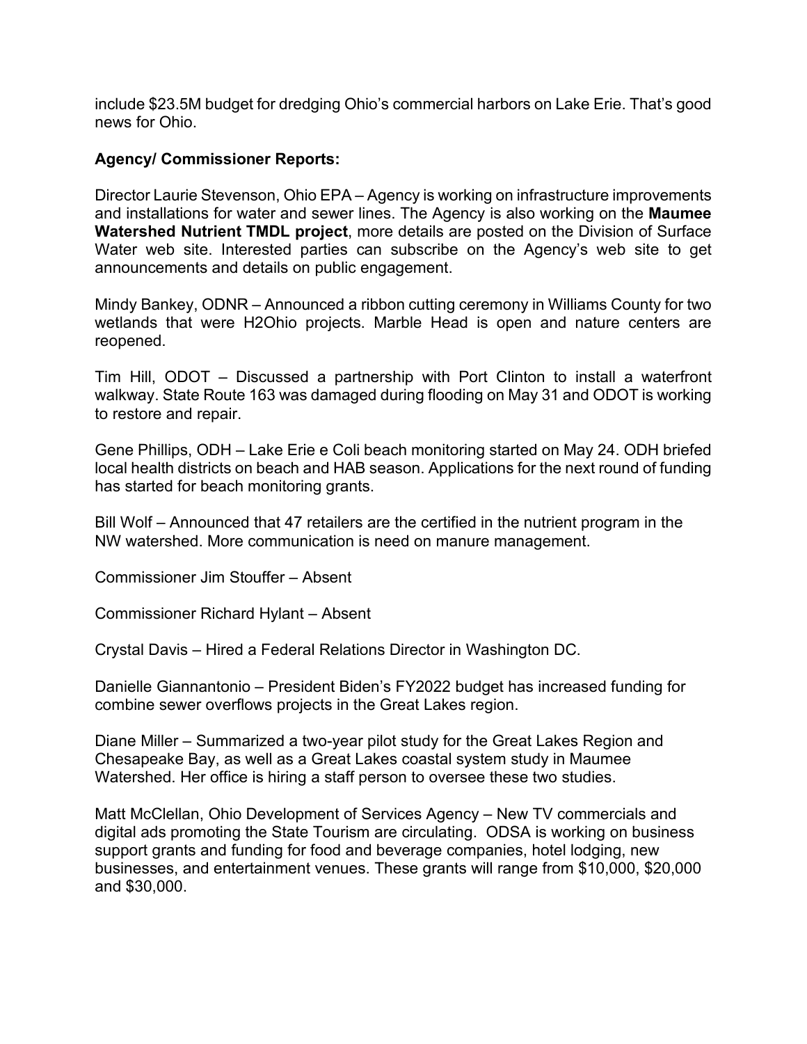include $23.5M budget for dredging Ohio's commercial harbors on Lake Erie. That's good news for Ohio.

**Agency/ Commissioner Reports:**

Director Laurie Stevenson, Ohio EPA – Agency is working on infrastructure improvements and installations for water and sewer lines. The Agency is also working on the **Maumee Watershed Nutrient TMDL project**, more details are posted on the Division of Surface Water web site. Interested parties can subscribe on the Agency's web site to get announcements and details on public engagement.

Mindy Bankey, ODNR – Announced a ribbon cutting ceremony in Williams County for two wetlands that were H2Ohio projects. Marble Head is open and nature centers are reopened.

Tim Hill, ODOT – Discussed a partnership with Port Clinton to install a waterfront walkway. State Route 163 was damaged during flooding on May 31 and ODOT is working to restore and repair.

Gene Phillips, ODH – Lake Erie e Coli beach monitoring started on May 24. ODH briefed local health districts on beach and HAB season. Applications for the next round of funding has started for beach monitoring grants.

Bill Wolf – Announced that 47 retailers are the certified in the nutrient program in the NW watershed. More communication is need on manure management.

Commissioner Jim Stouffer – Absent

Commissioner Richard Hylant – Absent

Crystal Davis – Hired a Federal Relations Director in Washington DC.

Danielle Giannantonio – President Biden's FY2022 budget has increased funding for combine sewer overflows projects in the Great Lakes region.

Diane Miller – Summarized a two-year pilot study for the Great Lakes Region and Chesapeake Bay, as well as a Great Lakes coastal system study in Maumee Watershed. Her office is hiring a staff person to oversee these two studies.

Matt McClellan, Ohio Development of Services Agency – New TV commercials and digital ads promoting the State Tourism are circulating. ODSA is working on business support grants and funding for food and beverage companies, hotel lodging, new businesses, and entertainment venues. These grants will range from $10,000, $20,000 and $30,000.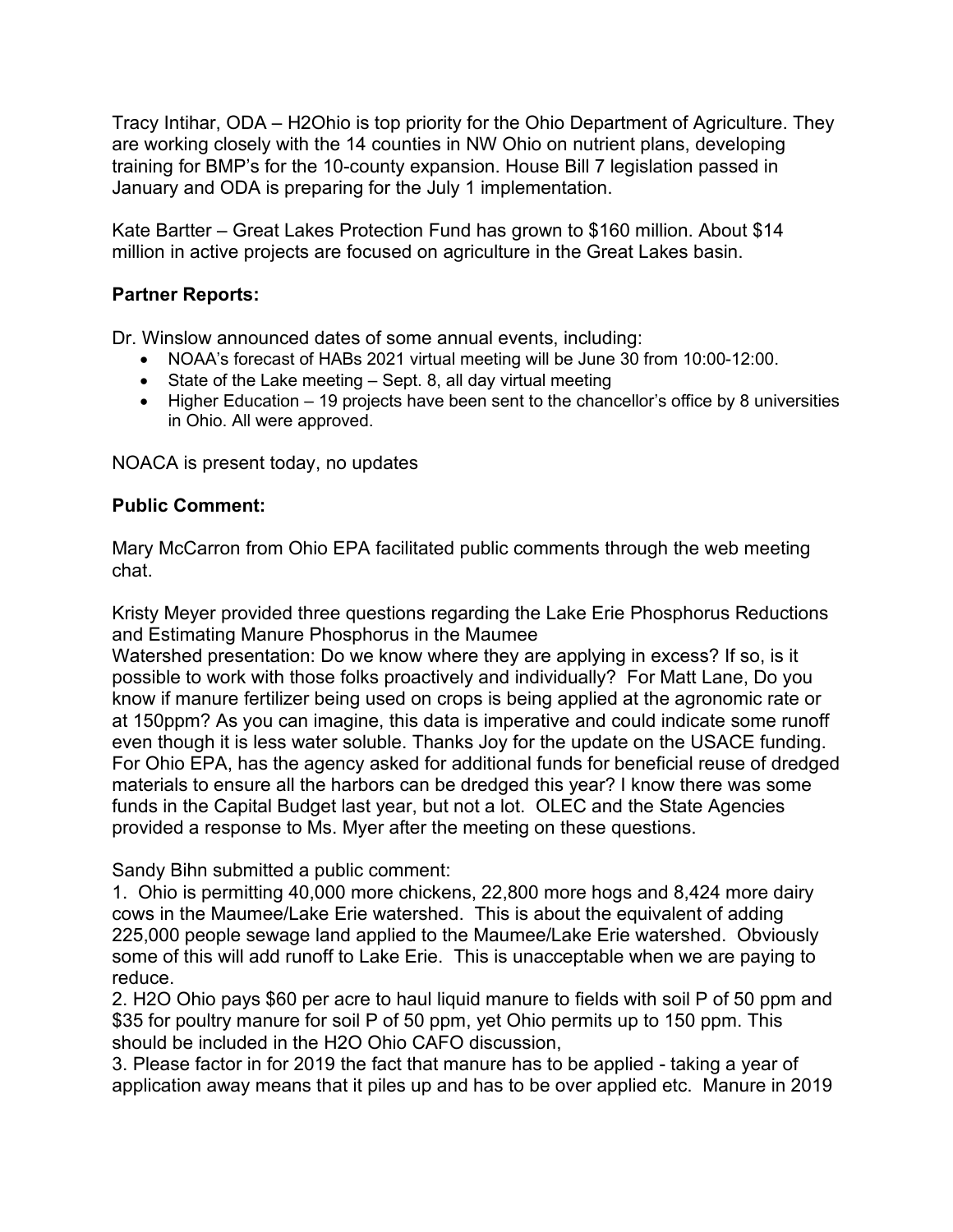Tracy Intihar, ODA – H2Ohio is top priority for the Ohio Department of Agriculture. They are working closely with the 14 counties in NW Ohio on nutrient plans, developing training for BMP's for the 10-county expansion. House Bill 7 legislation passed in January and ODA is preparing for the July 1 implementation.

Kate Bartter – Great Lakes Protection Fund has grown to $160 million. About $14 million in active projects are focused on agriculture in the Great Lakes basin.

**Partner Reports:**

Dr. Winslow announced dates of some annual events, including:

- NOAA's forecast of HABs 2021 virtual meeting will be June 30 from 10:00-12:00.
- State of the Lake meeting – Sept. 8, all day virtual meeting
- Higher Education – 19 projects have been sent to the chancellor's office by 8 universities in Ohio. All were approved.

NOACA is present today, no updates

**Public Comment:**

Mary McCarron from Ohio EPA facilitated public comments through the web meeting chat.

Kristy Meyer provided three questions regarding the Lake Erie Phosphorus Reductions and Estimating Manure Phosphorus in the Maumee Watershed presentation: Do we know where they are applying in excess? If so, is it possible to work with those folks proactively and individually? For Matt Lane, Do you know if manure fertilizer being used on crops is being applied at the agronomic rate or at 150ppm? As you can imagine, this data is imperative and could indicate some runoff even though it is less water soluble. Thanks Joy for the update on the USACE funding. For Ohio EPA, has the agency asked for additional funds for beneficial reuse of dredged materials to ensure all the harbors can be dredged this year? I know there was some funds in the Capital Budget last year, but not a lot. OLEC and the State Agencies provided a response to Ms. Myer after the meeting on these questions.

Sandy Bihn submitted a public comment:

1. Ohio is permitting 40,000 more chickens, 22,800 more hogs and 8,424 more dairy cows in the Maumee/Lake Erie watershed. This is about the equivalent of adding 225,000 people sewage land applied to the Maumee/Lake Erie watershed. Obviously some of this will add runoff to Lake Erie. This is unacceptable when we are paying to reduce.
2. H2O Ohio pays $60 per acre to haul liquid manure to fields with soil P of 50 ppm and $35 for poultry manure for soil P of 50 ppm, yet Ohio permits up to 150 ppm. This should be included in the H2O Ohio CAFO discussion,
3. Please factor in for 2019 the fact that manure has to be applied - taking a year of application away means that it piles up and has to be over applied etc. Manure in 2019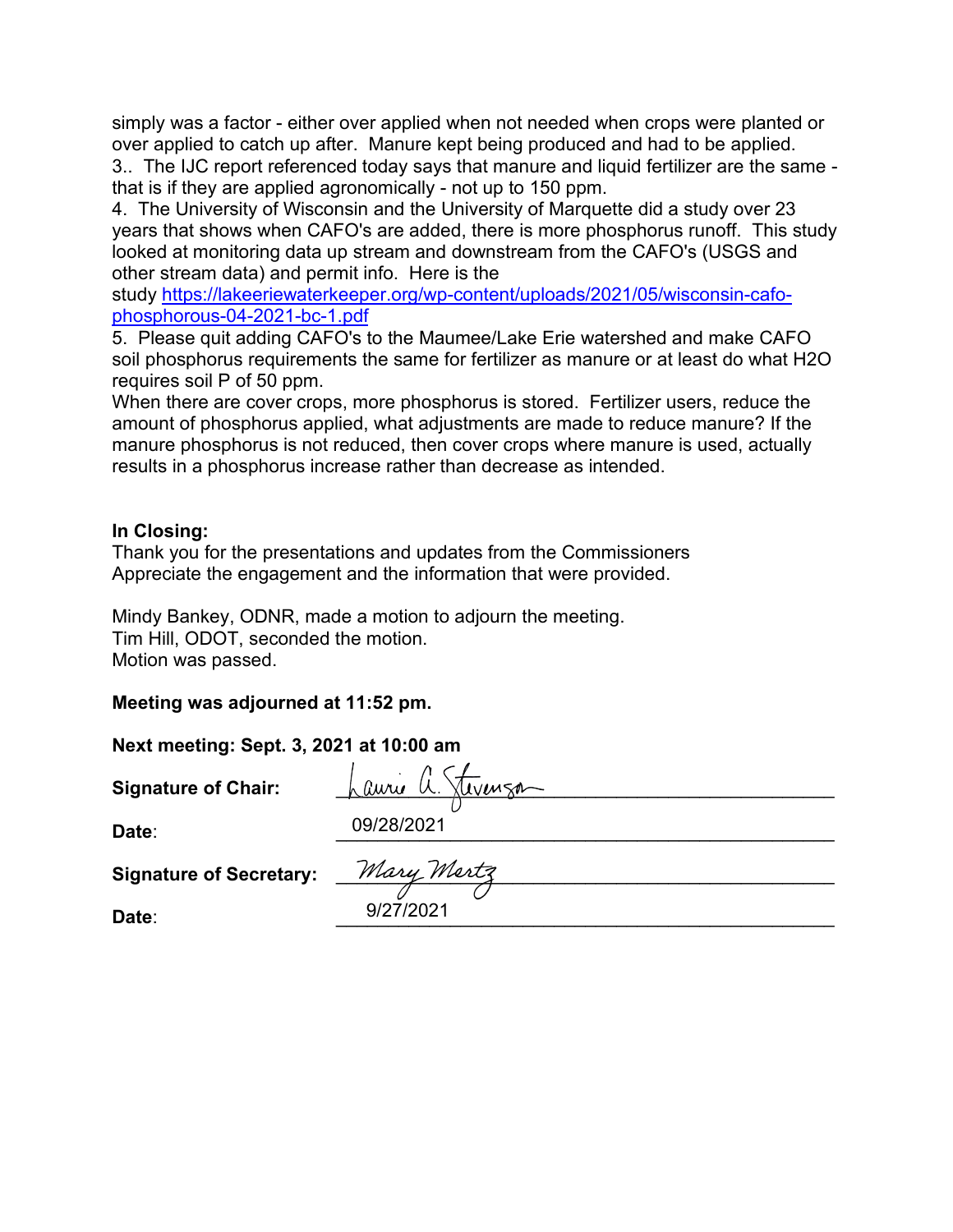simply was a factor - either over applied when not needed when crops were planted or over applied to catch up after. Manure kept being produced and had to be applied.
3.. The IJC report referenced today says that manure and liquid fertilizer are the same - that is if they are applied agronomically - not up to 150 ppm.
4. The University of Wisconsin and the University of Marquette did a study over 23 years that shows when CAFO's are added, there is more phosphorus runoff. This study looked at monitoring data up stream and downstream from the CAFO's (USGS and other stream data) and permit info. Here is the study [https://lakeeriewaterkeeper.org/wp-content/uploads/2021/05/wisconsin-cafo-phosphorous-04-2021-bc-1.pdf](https://lakeeriewaterkeeper.org/wp-content/uploads/2021/05/wisconsin-cafo-phosphorous-04-2021-bc-1.pdf)
5. Please quit adding CAFO's to the Maumee/Lake Erie watershed and make CAFO soil phosphorus requirements the same for fertilizer as manure or at least do what H2O requires soil P of 50 ppm.
When there are cover crops, more phosphorus is stored. Fertilizer users, reduce the amount of phosphorus applied, what adjustments are made to reduce manure? If the manure phosphorus is not reduced, then cover crops where manure is used, actually results in a phosphorus increase rather than decrease as intended.

**In Closing:**
Thank you for the presentations and updates from the Commissioners
Appreciate the engagement and the information that were provided.

Mindy Bankey, ODNR, made a motion to adjourn the meeting.
Tim Hill, ODOT, seconded the motion.
Motion was passed.

**Meeting was adjourned at 11:52 pm.**

**Next meeting: Sept. 3, 2021 at 10:00 am**

**Signature of Chair:** Laurie A. Stevenson

**Date**: 09/28/2021

**Signature of Secretary:** Mary Mertz

**Date**: 9/27/2021